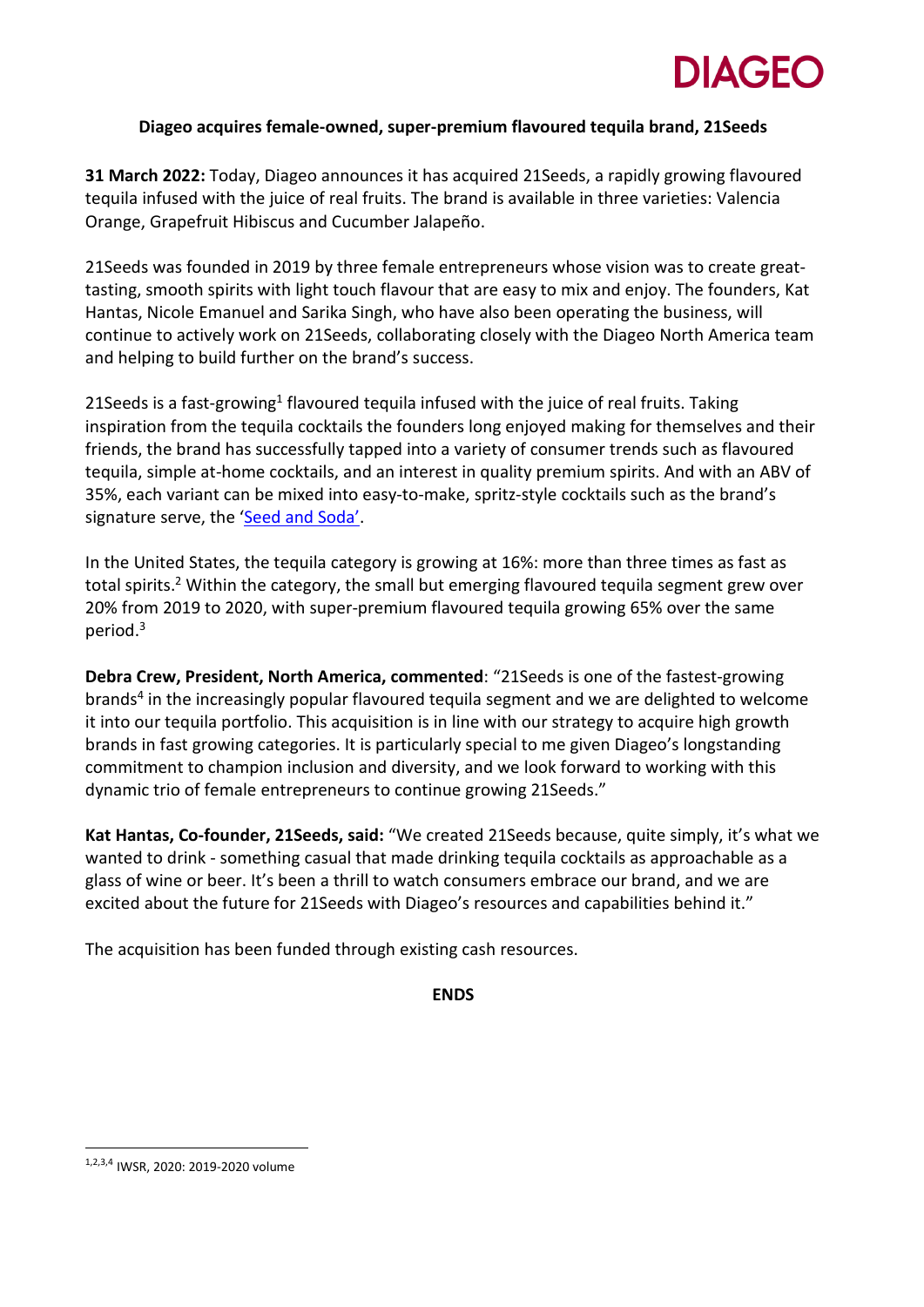DIAGEO

# Diageo acquires female-owned, super-premium flavoured tequila brand, 21Seeds

**31 March 2022:** Today, Diageo announces it has acquired 21Seeds, a rapidly growing flavoured tequila infused with the juice of real fruits. The brand is available in three varieties: Valencia Orange, Grapefruit Hibiscus and Cucumber Jalapeño.

21Seeds was founded in 2019 by three female entrepreneurs whose vision was to create great-tasting, smooth spirits with light touch flavour that are easy to mix and enjoy. The founders, Kat Hantas, Nicole Emanuel and Sarika Singh, who have also been operating the business, will continue to actively work on 21Seeds, collaborating closely with the Diageo North America team and helping to build further on the brand's success.

21Seeds is a fast-growing[1] flavoured tequila infused with the juice of real fruits. Taking inspiration from the tequila cocktails the founders long enjoyed making for themselves and their friends, the brand has successfully tapped into a variety of consumer trends such as flavoured tequila, simple at-home cocktails, and an interest in quality premium spirits. And with an ABV of 35%, each variant can be mixed into easy-to-make, spritz-style cocktails such as the brand's signature serve, the 'Seed and Soda'.

In the United States, the tequila category is growing at 16%: more than three times as fast as total spirits.[2] Within the category, the small but emerging flavoured tequila segment grew over 20% from 2019 to 2020, with super-premium flavoured tequila growing 65% over the same period.[3]

**Debra Crew, President, North America, commented**: "21Seeds is one of the fastest-growing brands[4] in the increasingly popular flavoured tequila segment and we are delighted to welcome it into our tequila portfolio. This acquisition is in line with our strategy to acquire high growth brands in fast growing categories. It is particularly special to me given Diageo's longstanding commitment to champion inclusion and diversity, and we look forward to working with this dynamic trio of female entrepreneurs to continue growing 21Seeds."

**Kat Hantas, Co-founder, 21Seeds, said:** "We created 21Seeds because, quite simply, it's what we wanted to drink - something casual that made drinking tequila cocktails as approachable as a glass of wine or beer. It's been a thrill to watch consumers embrace our brand, and we are excited about the future for 21Seeds with Diageo's resources and capabilities behind it."

The acquisition has been funded through existing cash resources.

**ENDS**

---

[1,2,3,4] IWSR, 2020: 2019-2020 volume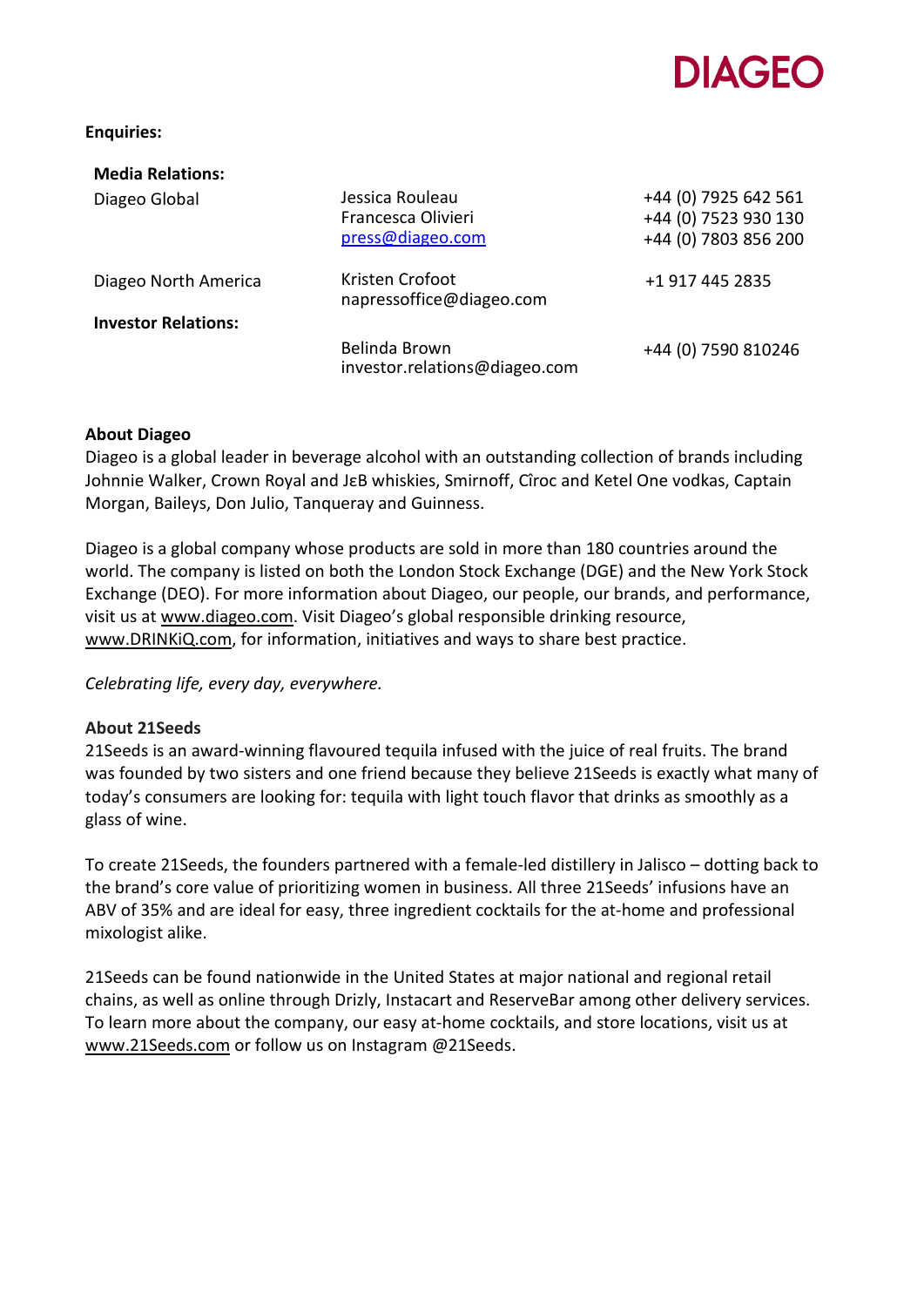**Enquiries:**

| | | |
|---|---|---|
| **Media Relations:** | | |
| Diageo Global | Jessica Rouleau<br>Francesca Olivieri<br>press@diageo.com | +44 (0) 7925 642 561<br>+44 (0) 7523 930 130<br>+44 (0) 7803 856 200 |
| Diageo North America | Kristen Crofoot<br>napressoffice@diageo.com | +1 917 445 2835 |
| **Investor Relations:** | | |
| | Belinda Brown<br>investor.relations@diageo.com | +44 (0) 7590 810246 |

**About Diageo**

Diageo is a global leader in beverage alcohol with an outstanding collection of brands including Johnnie Walker, Crown Royal and JεB whiskies, Smirnoff, Cîroc and Ketel One vodkas, Captain Morgan, Baileys, Don Julio, Tanqueray and Guinness.

Diageo is a global company whose products are sold in more than 180 countries around the world. The company is listed on both the London Stock Exchange (DGE) and the New York Stock Exchange (DEO). For more information about Diageo, our people, our brands, and performance, visit us at www.diageo.com. Visit Diageo's global responsible drinking resource, www.DRINKiQ.com, for information, initiatives and ways to share best practice.

*Celebrating life, every day, everywhere.*

**About 21Seeds**

21Seeds is an award-winning flavoured tequila infused with the juice of real fruits. The brand was founded by two sisters and one friend because they believe 21Seeds is exactly what many of today's consumers are looking for: tequila with light touch flavor that drinks as smoothly as a glass of wine.

To create 21Seeds, the founders partnered with a female-led distillery in Jalisco – dotting back to the brand's core value of prioritizing women in business. All three 21Seeds' infusions have an ABV of 35% and are ideal for easy, three ingredient cocktails for the at-home and professional mixologist alike.

21Seeds can be found nationwide in the United States at major national and regional retail chains, as well as online through Drizly, Instacart and ReserveBar among other delivery services. To learn more about the company, our easy at-home cocktails, and store locations, visit us at www.21Seeds.com or follow us on Instagram @21Seeds.